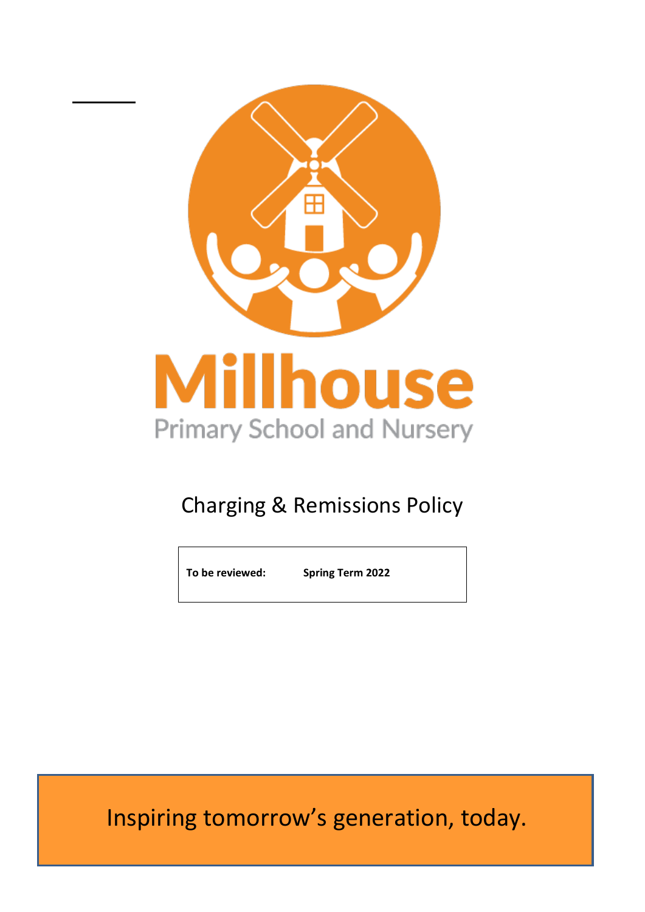# Millhouse

Primary School and Nursery

## Charging & Remissions Policy

| To be reviewed: | Spring Term 2022 |
| --- | --- |

Inspiring tomorrow's generation, today.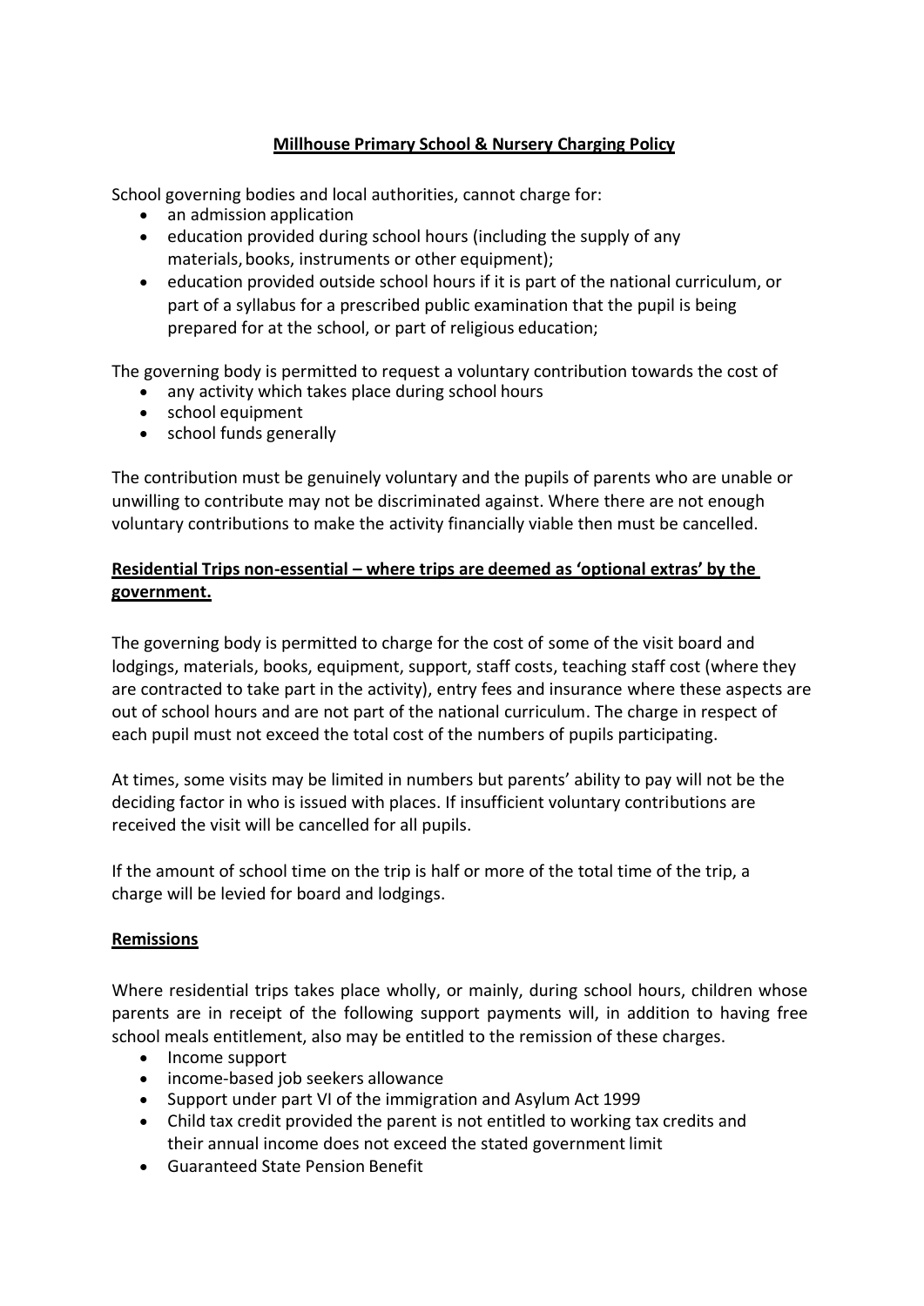**Millhouse Primary School & Nursery Charging Policy**

School governing bodies and local authorities, cannot charge for:

- an admission application
- education provided during school hours (including the supply of any materials, books, instruments or other equipment);
- education provided outside school hours if it is part of the national curriculum, or part of a syllabus for a prescribed public examination that the pupil is being prepared for at the school, or part of religious education;

The governing body is permitted to request a voluntary contribution towards the cost of

- any activity which takes place during school hours
- school equipment
- school funds generally

The contribution must be genuinely voluntary and the pupils of parents who are unable or unwilling to contribute may not be discriminated against. Where there are not enough voluntary contributions to make the activity financially viable then must be cancelled.

**Residential Trips non-essential – where trips are deemed as 'optional extras' by the government.**

The governing body is permitted to charge for the cost of some of the visit board and lodgings, materials, books, equipment, support, staff costs, teaching staff cost (where they are contracted to take part in the activity), entry fees and insurance where these aspects are out of school hours and are not part of the national curriculum. The charge in respect of each pupil must not exceed the total cost of the numbers of pupils participating.

At times, some visits may be limited in numbers but parents' ability to pay will not be the deciding factor in who is issued with places. If insufficient voluntary contributions are received the visit will be cancelled for all pupils.

If the amount of school time on the trip is half or more of the total time of the trip, a charge will be levied for board and lodgings.

**Remissions**

Where residential trips takes place wholly, or mainly, during school hours, children whose parents are in receipt of the following support payments will, in addition to having free school meals entitlement, also may be entitled to the remission of these charges.

- Income support
- income-based job seekers allowance
- Support under part VI of the immigration and Asylum Act 1999
- Child tax credit provided the parent is not entitled to working tax credits and their annual income does not exceed the stated government limit
- Guaranteed State Pension Benefit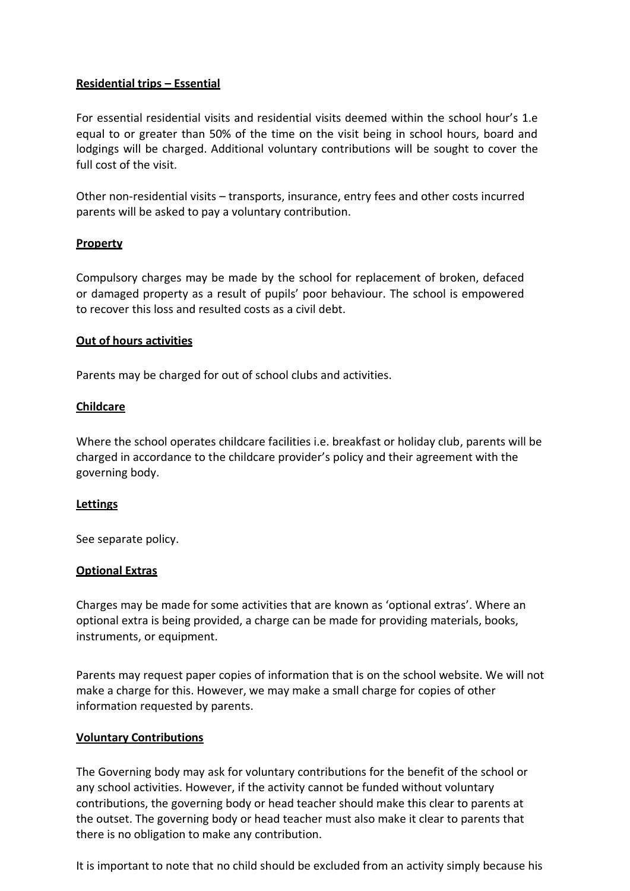**Residential trips – Essential**

For essential residential visits and residential visits deemed within the school hour's 1.e equal to or greater than 50% of the time on the visit being in school hours, board and lodgings will be charged. Additional voluntary contributions will be sought to cover the full cost of the visit.

Other non-residential visits – transports, insurance, entry fees and other costs incurred parents will be asked to pay a voluntary contribution.

**Property**

Compulsory charges may be made by the school for replacement of broken, defaced or damaged property as a result of pupils' poor behaviour. The school is empowered to recover this loss and resulted costs as a civil debt.

**Out of hours activities**

Parents may be charged for out of school clubs and activities.

**Childcare**

Where the school operates childcare facilities i.e. breakfast or holiday club, parents will be charged in accordance to the childcare provider's policy and their agreement with the governing body.

**Lettings**

See separate policy.

**Optional Extras**

Charges may be made for some activities that are known as 'optional extras'. Where an optional extra is being provided, a charge can be made for providing materials, books, instruments, or equipment.

Parents may request paper copies of information that is on the school website. We will not make a charge for this. However, we may make a small charge for copies of other information requested by parents.

**Voluntary Contributions**

The Governing body may ask for voluntary contributions for the benefit of the school or any school activities. However, if the activity cannot be funded without voluntary contributions, the governing body or head teacher should make this clear to parents at the outset. The governing body or head teacher must also make it clear to parents that there is no obligation to make any contribution.

It is important to note that no child should be excluded from an activity simply because his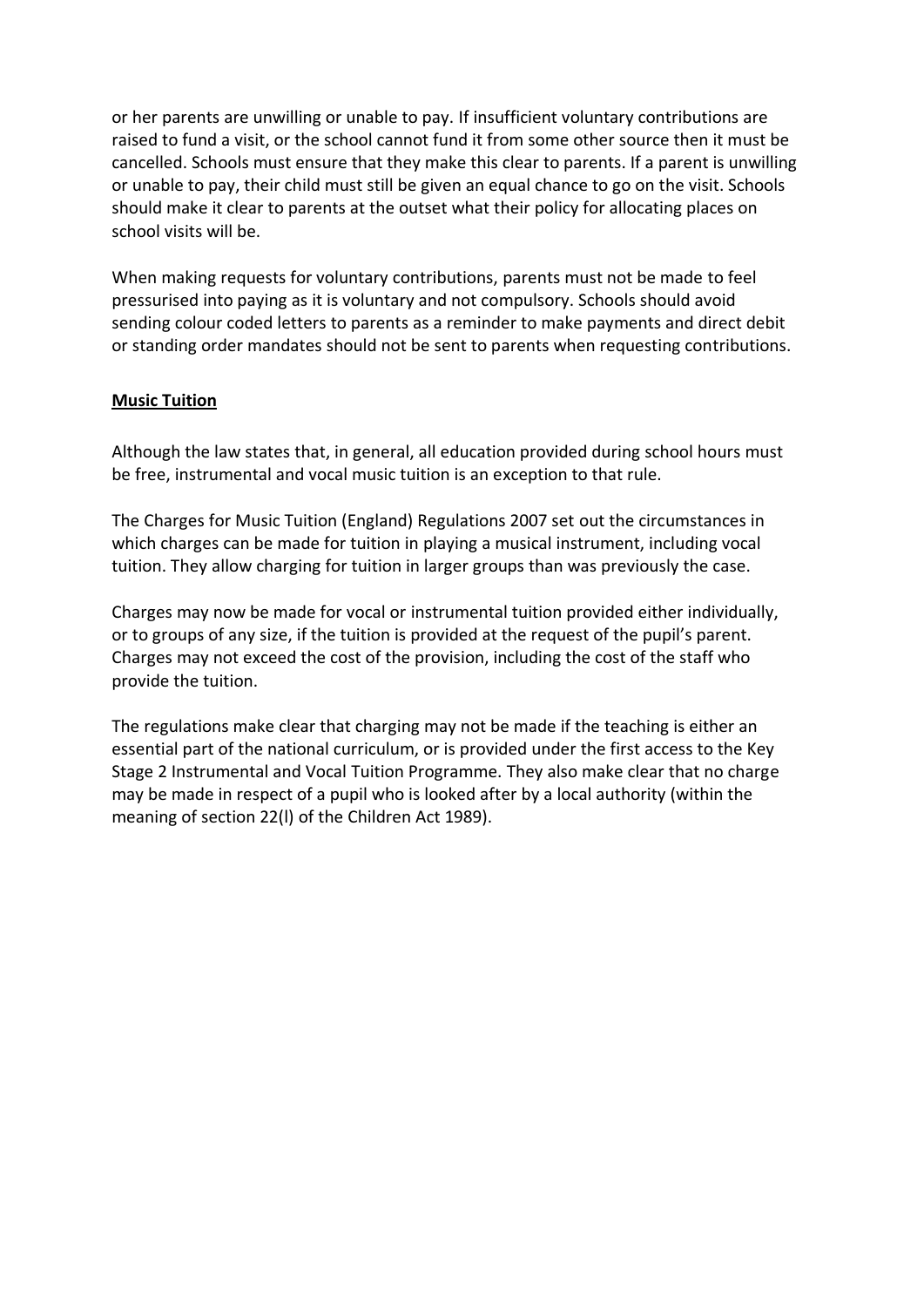or her parents are unwilling or unable to pay. If insufficient voluntary contributions are raised to fund a visit, or the school cannot fund it from some other source then it must be cancelled. Schools must ensure that they make this clear to parents. If a parent is unwilling or unable to pay, their child must still be given an equal chance to go on the visit. Schools should make it clear to parents at the outset what their policy for allocating places on school visits will be.

When making requests for voluntary contributions, parents must not be made to feel pressurised into paying as it is voluntary and not compulsory. Schools should avoid sending colour coded letters to parents as a reminder to make payments and direct debit or standing order mandates should not be sent to parents when requesting contributions.

**Music Tuition**

Although the law states that, in general, all education provided during school hours must be free, instrumental and vocal music tuition is an exception to that rule.

The Charges for Music Tuition (England) Regulations 2007 set out the circumstances in which charges can be made for tuition in playing a musical instrument, including vocal tuition. They allow charging for tuition in larger groups than was previously the case.

Charges may now be made for vocal or instrumental tuition provided either individually, or to groups of any size, if the tuition is provided at the request of the pupil's parent. Charges may not exceed the cost of the provision, including the cost of the staff who provide the tuition.

The regulations make clear that charging may not be made if the teaching is either an essential part of the national curriculum, or is provided under the first access to the Key Stage 2 Instrumental and Vocal Tuition Programme. They also make clear that no charge may be made in respect of a pupil who is looked after by a local authority (within the meaning of section 22(l) of the Children Act 1989).